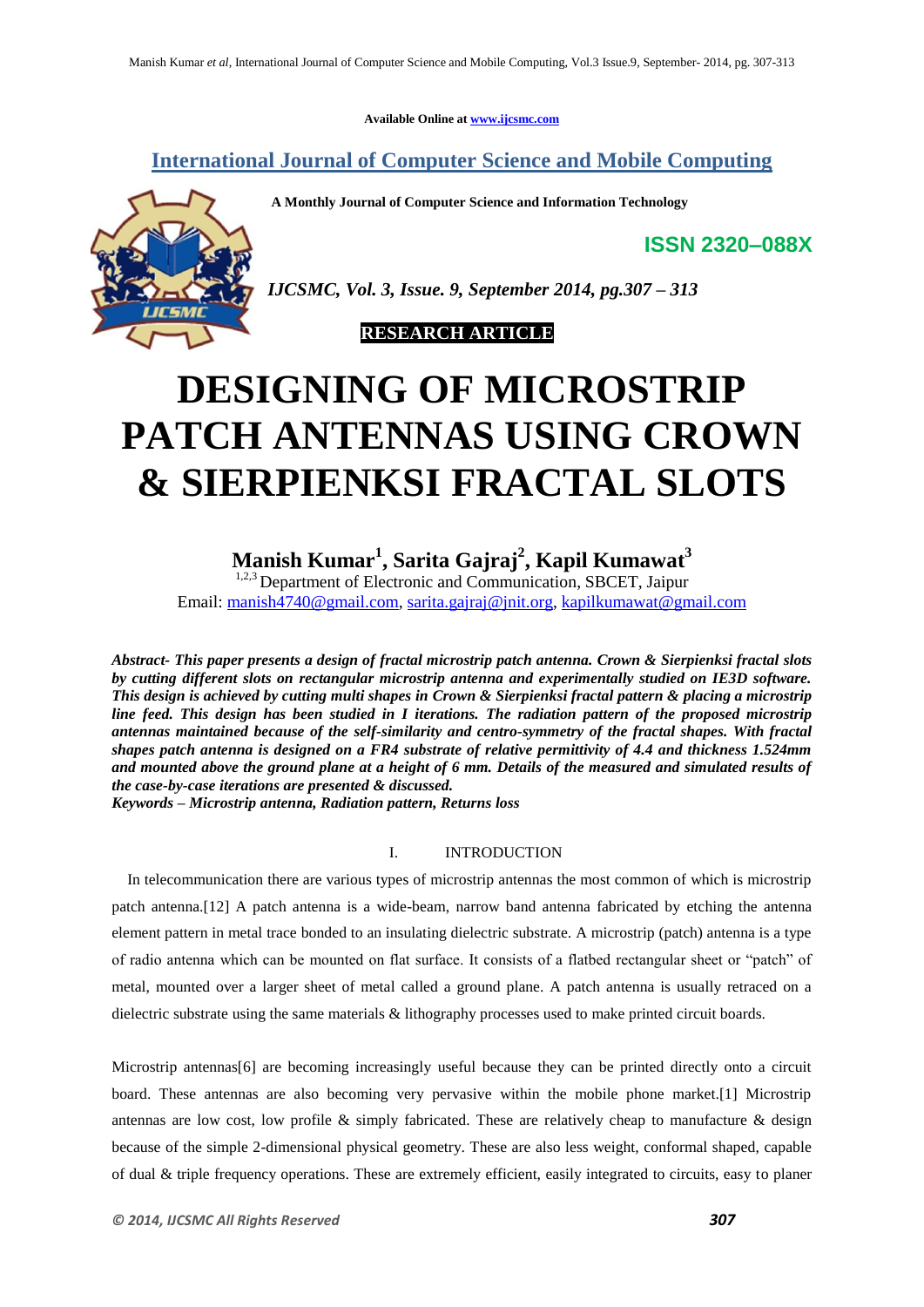Available Online at www.ijcsmc.com

## International Journal of Computer Science and Mobile Computing

**A Monthly Journal of Computer Science and Information Technology**

**ISSN 2320–088X**

***IJCSMC, Vol. 3, Issue. 9, September 2014, pg.307 – 313***

**RESEARCH ARTICLE**

# DESIGNING OF MICROSTRIP PATCH ANTENNAS USING CROWN & SIERPIENKSI FRACTAL SLOTS

**Manish Kumar[1], Sarita Gajraj[2], Kapil Kumawat[3]**

[1,2,3] Department of Electronic and Communication, SBCET, Jaipur
Email: manish4740@gmail.com, sarita.gajraj@jnit.org, kapilkumawat@gmail.com

***Abstract- This paper presents a design of fractal microstrip patch antenna. Crown & Sierpienksi fractal slots by cutting different slots on rectangular microstrip antenna and experimentally studied on IE3D software. This design is achieved by cutting multi shapes in Crown & Sierpienksi fractal pattern & placing a microstrip line feed. This design has been studied in I iterations. The radiation pattern of the proposed microstrip antennas maintained because of the self-similarity and centro-symmetry of the fractal shapes. With fractal shapes patch antenna is designed on a FR4 substrate of relative permittivity of 4.4 and thickness 1.524mm and mounted above the ground plane at a height of 6 mm. Details of the measured and simulated results of the case-by-case iterations are presented & discussed.***

***Keywords – Microstrip antenna, Radiation pattern, Returns loss***

## I. INTRODUCTION

In telecommunication there are various types of microstrip antennas the most common of which is microstrip patch antenna.[12] A patch antenna is a wide-beam, narrow band antenna fabricated by etching the antenna element pattern in metal trace bonded to an insulating dielectric substrate. A microstrip (patch) antenna is a type of radio antenna which can be mounted on flat surface. It consists of a flatbed rectangular sheet or "patch" of metal, mounted over a larger sheet of metal called a ground plane. A patch antenna is usually retraced on a dielectric substrate using the same materials & lithography processes used to make printed circuit boards.

Microstrip antennas[6] are becoming increasingly useful because they can be printed directly onto a circuit board. These antennas are also becoming very pervasive within the mobile phone market.[1] Microstrip antennas are low cost, low profile & simply fabricated. These are relatively cheap to manufacture & design because of the simple 2-dimensional physical geometry. These are also less weight, conformal shaped, capable of dual & triple frequency operations. These are extremely efficient, easily integrated to circuits, easy to planer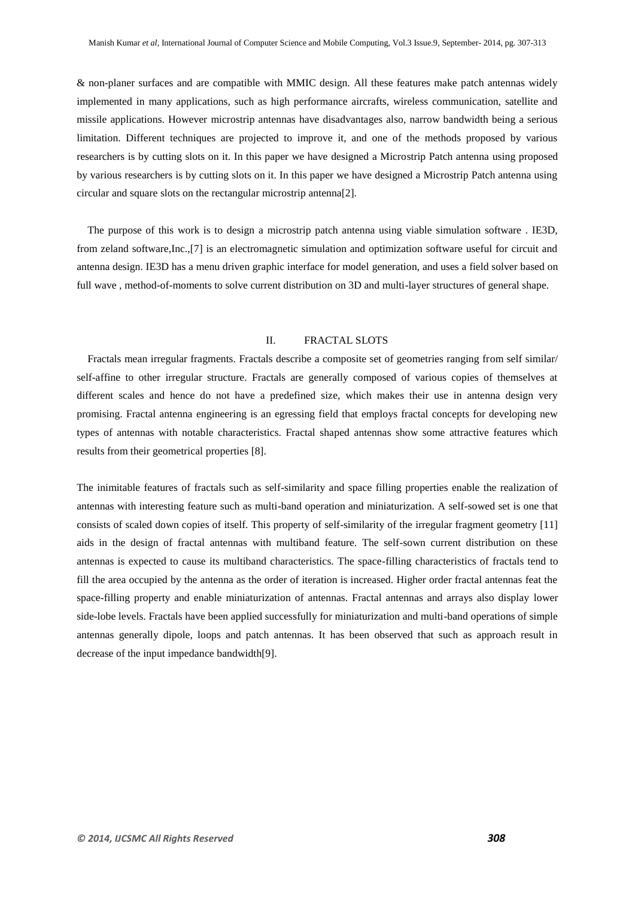& non-planer surfaces and are compatible with MMIC design. All these features make patch antennas widely implemented in many applications, such as high performance aircrafts, wireless communication, satellite and missile applications. However microstrip antennas have disadvantages also, narrow bandwidth being a serious limitation. Different techniques are projected to improve it, and one of the methods proposed by various researchers is by cutting slots on it. In this paper we have designed a Microstrip Patch antenna using proposed by various researchers is by cutting slots on it. In this paper we have designed a Microstrip Patch antenna using circular and square slots on the rectangular microstrip antenna[2].

The purpose of this work is to design a microstrip patch antenna using viable simulation software . IE3D, from zeland software,Inc.,[7] is an electromagnetic simulation and optimization software useful for circuit and antenna design. IE3D has a menu driven graphic interface for model generation, and uses a field solver based on full wave , method-of-moments to solve current distribution on 3D and multi-layer structures of general shape.

## II. FRACTAL SLOTS

Fractals mean irregular fragments. Fractals describe a composite set of geometries ranging from self similar/ self-affine to other irregular structure. Fractals are generally composed of various copies of themselves at different scales and hence do not have a predefined size, which makes their use in antenna design very promising. Fractal antenna engineering is an egressing field that employs fractal concepts for developing new types of antennas with notable characteristics. Fractal shaped antennas show some attractive features which results from their geometrical properties [8].

The inimitable features of fractals such as self-similarity and space filling properties enable the realization of antennas with interesting feature such as multi-band operation and miniaturization. A self-sowed set is one that consists of scaled down copies of itself. This property of self-similarity of the irregular fragment geometry [11] aids in the design of fractal antennas with multiband feature. The self-sown current distribution on these antennas is expected to cause its multiband characteristics. The space-filling characteristics of fractals tend to fill the area occupied by the antenna as the order of iteration is increased. Higher order fractal antennas feat the space-filling property and enable miniaturization of antennas. Fractal antennas and arrays also display lower side-lobe levels. Fractals have been applied successfully for miniaturization and multi-band operations of simple antennas generally dipole, loops and patch antennas. It has been observed that such as approach result in decrease of the input impedance bandwidth[9].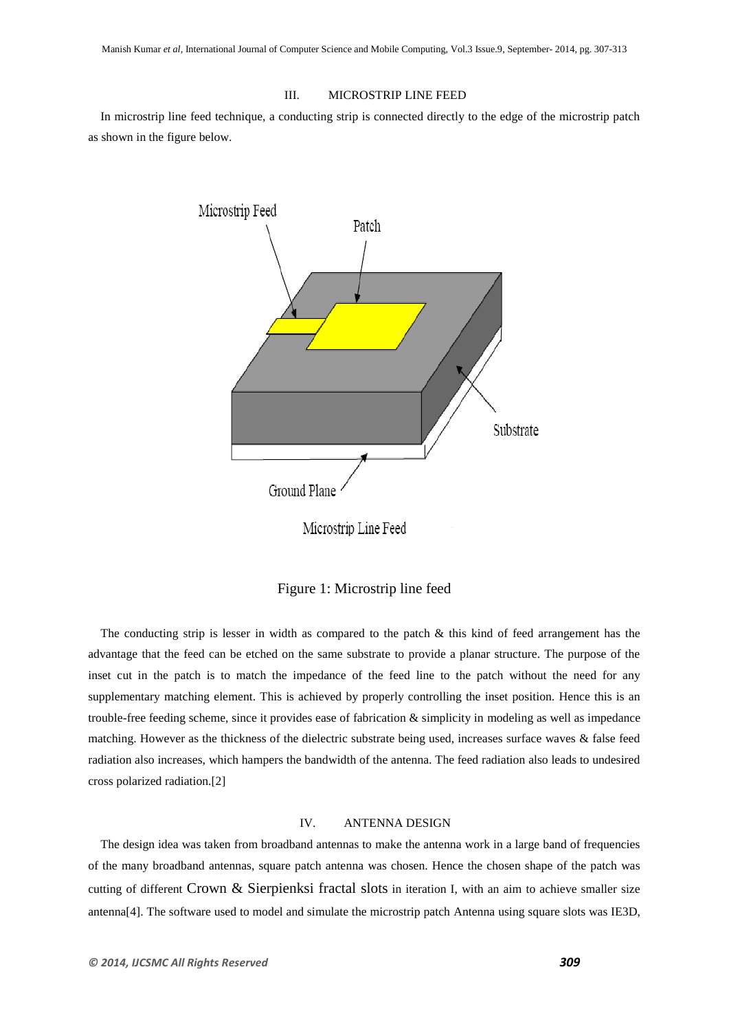## III. MICROSTRIP LINE FEED

In microstrip line feed technique, a conducting strip is connected directly to the edge of the microstrip patch as shown in the figure below.

Figure 1: Microstrip line feed

The conducting strip is lesser in width as compared to the patch & this kind of feed arrangement has the advantage that the feed can be etched on the same substrate to provide a planar structure. The purpose of the inset cut in the patch is to match the impedance of the feed line to the patch without the need for any supplementary matching element. This is achieved by properly controlling the inset position. Hence this is an trouble-free feeding scheme, since it provides ease of fabrication & simplicity in modeling as well as impedance matching. However as the thickness of the dielectric substrate being used, increases surface waves & false feed radiation also increases, which hampers the bandwidth of the antenna. The feed radiation also leads to undesired cross polarized radiation.[2]

## IV. ANTENNA DESIGN

The design idea was taken from broadband antennas to make the antenna work in a large band of frequencies of the many broadband antennas, square patch antenna was chosen. Hence the chosen shape of the patch was cutting of different Crown & Sierpienksi fractal slots in iteration I, with an aim to achieve smaller size antenna[4]. The software used to model and simulate the microstrip patch Antenna using square slots was IE3D,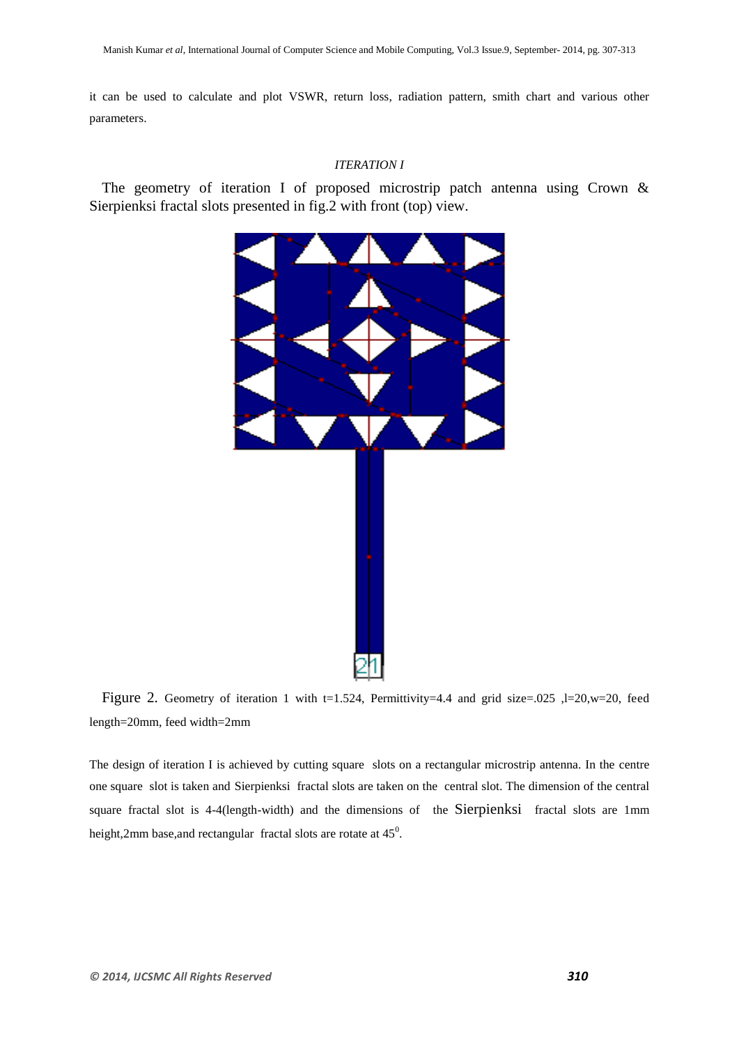it can be used to calculate and plot VSWR, return loss, radiation pattern, smith chart and various other parameters.

### *ITERATION I*

The geometry of iteration I of proposed microstrip patch antenna using Crown & Sierpienksi fractal slots presented in fig.2 with front (top) view.

Figure 2. Geometry of iteration 1 with t=1.524, Permittivity=4.4 and grid size=.025 ,l=20,w=20, feed length=20mm, feed width=2mm

The design of iteration I is achieved by cutting square slots on a rectangular microstrip antenna. In the centre one square slot is taken and Sierpienksi fractal slots are taken on the central slot. The dimension of the central square fractal slot is 4-4(length-width) and the dimensions of the Sierpienksi fractal slots are 1mm height,2mm base,and rectangular fractal slots are rotate at $45^0$.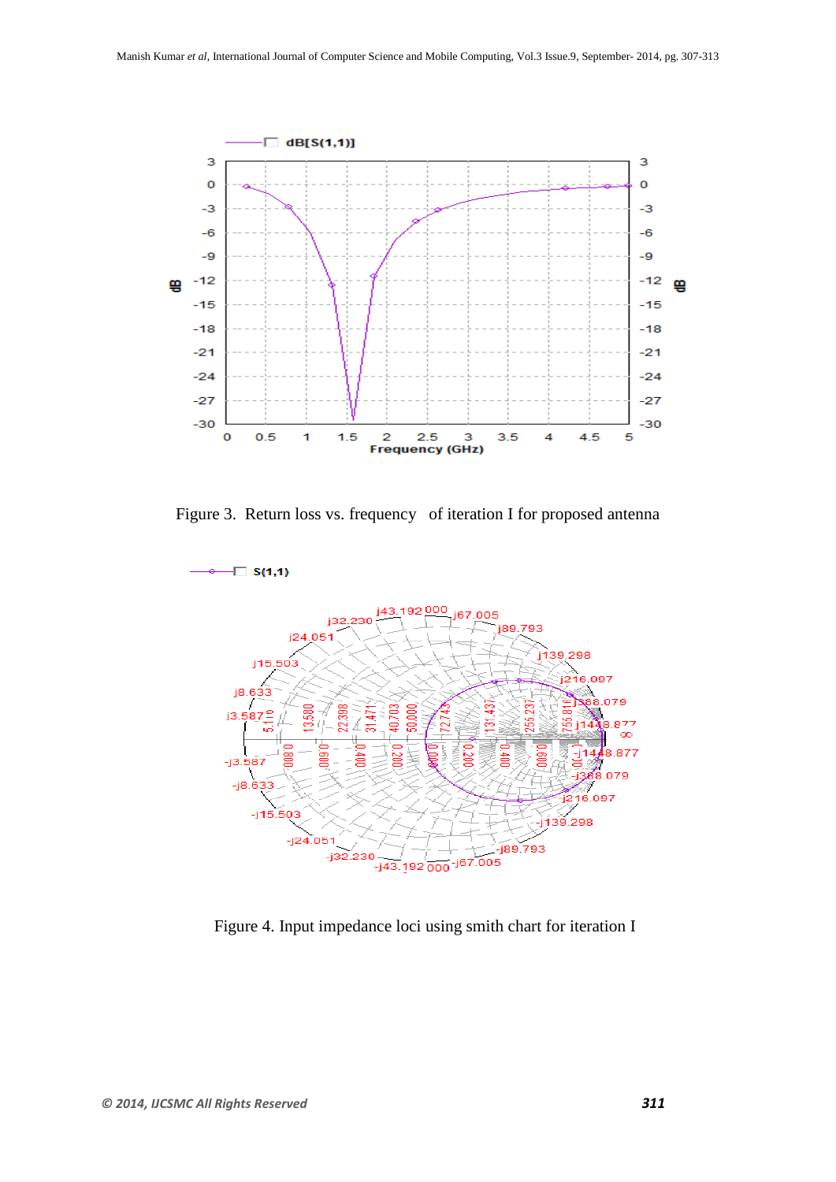Figure 3. Return loss vs. frequency of iteration I for proposed antenna

Figure 4. Input impedance loci using smith chart for iteration I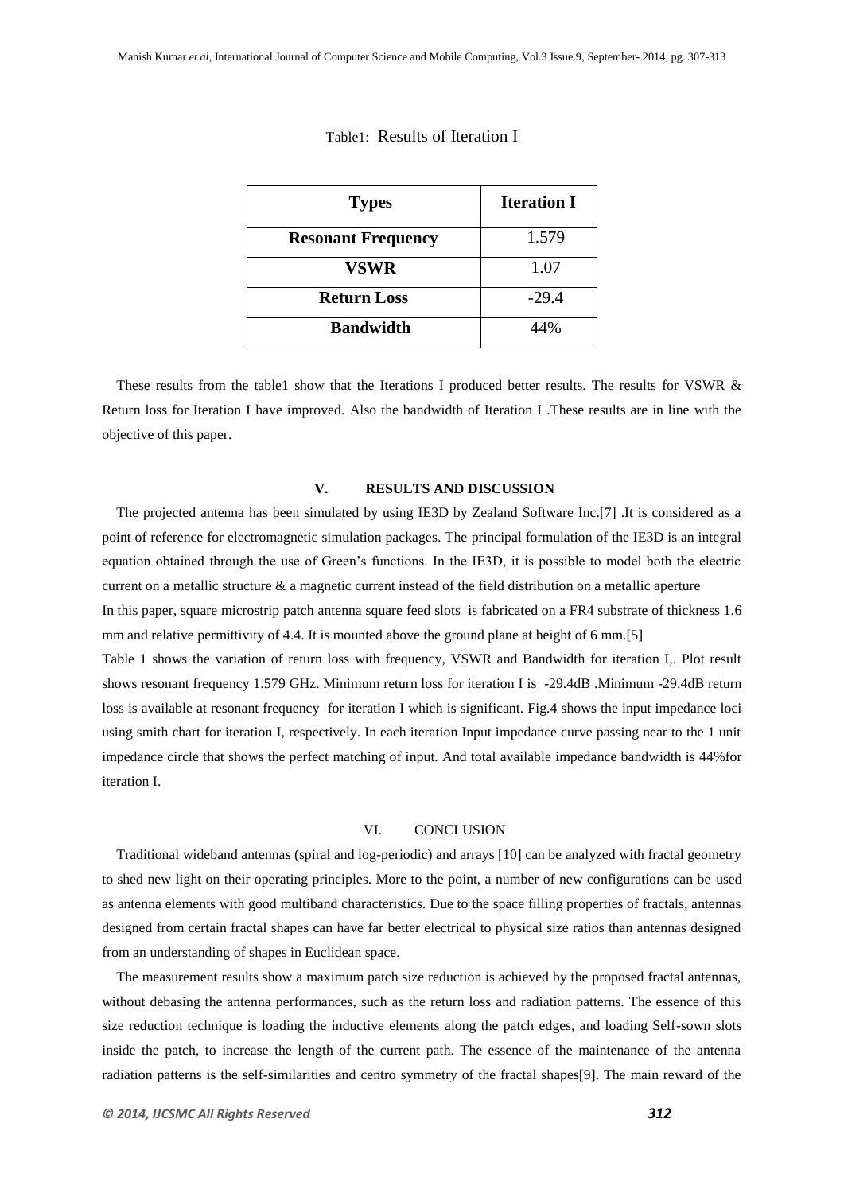Table1: Results of Iteration I

| Types | Iteration I |
| --- | --- |
| **Resonant Frequency** | 1.579 |
| **VSWR** | 1.07 |
| **Return Loss** | -29.4 |
| **Bandwidth** | 44% |

These results from the table1 show that the Iterations I produced better results. The results for VSWR & Return loss for Iteration I have improved. Also the bandwidth of Iteration I .These results are in line with the objective of this paper.

## V. RESULTS AND DISCUSSION

The projected antenna has been simulated by using IE3D by Zealand Software Inc.[7] .It is considered as a point of reference for electromagnetic simulation packages. The principal formulation of the IE3D is an integral equation obtained through the use of Green's functions. In the IE3D, it is possible to model both the electric current on a metallic structure & a magnetic current instead of the field distribution on a metallic aperture

In this paper, square microstrip patch antenna square feed slots is fabricated on a FR4 substrate of thickness 1.6 mm and relative permittivity of 4.4. It is mounted above the ground plane at height of 6 mm.[5]

Table 1 shows the variation of return loss with frequency, VSWR and Bandwidth for iteration I,. Plot result shows resonant frequency 1.579 GHz. Minimum return loss for iteration I is -29.4dB .Minimum -29.4dB return loss is available at resonant frequency for iteration I which is significant. Fig.4 shows the input impedance loci using smith chart for iteration I, respectively. In each iteration Input impedance curve passing near to the 1 unit impedance circle that shows the perfect matching of input. And total available impedance bandwidth is 44%for iteration I.

## VI. CONCLUSION

Traditional wideband antennas (spiral and log-periodic) and arrays [10] can be analyzed with fractal geometry to shed new light on their operating principles. More to the point, a number of new configurations can be used as antenna elements with good multiband characteristics. Due to the space filling properties of fractals, antennas designed from certain fractal shapes can have far better electrical to physical size ratios than antennas designed from an understanding of shapes in Euclidean space.

The measurement results show a maximum patch size reduction is achieved by the proposed fractal antennas, without debasing the antenna performances, such as the return loss and radiation patterns. The essence of this size reduction technique is loading the inductive elements along the patch edges, and loading Self-sown slots inside the patch, to increase the length of the current path. The essence of the maintenance of the antenna radiation patterns is the self-similarities and centro symmetry of the fractal shapes[9]. The main reward of the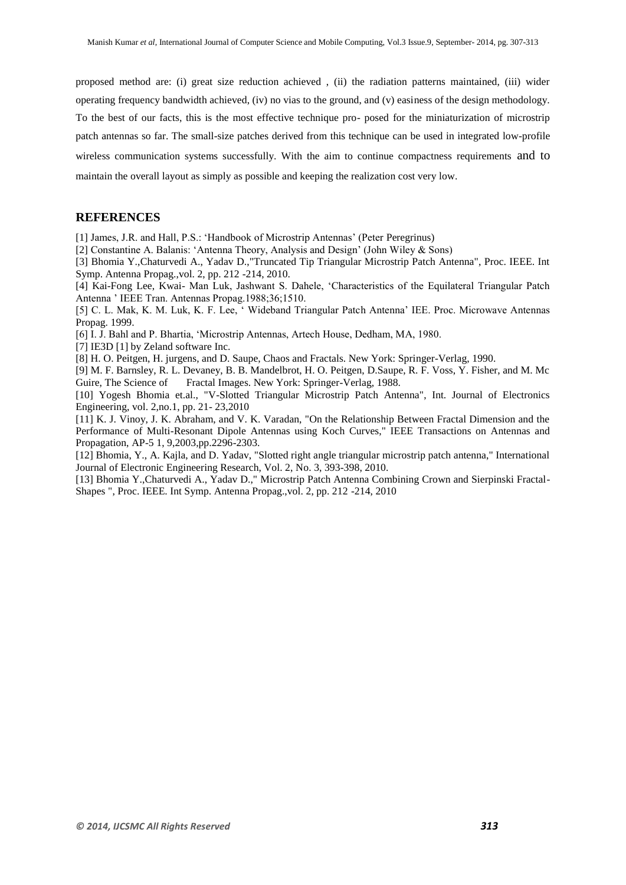proposed method are: (i) great size reduction achieved , (ii) the radiation patterns maintained, (iii) wider operating frequency bandwidth achieved, (iv) no vias to the ground, and (v) easiness of the design methodology. To the best of our facts, this is the most effective technique pro- posed for the miniaturization of microstrip patch antennas so far. The small-size patches derived from this technique can be used in integrated low-profile wireless communication systems successfully. With the aim to continue compactness requirements and to maintain the overall layout as simply as possible and keeping the realization cost very low.

## REFERENCES

[1] James, J.R. and Hall, P.S.: 'Handbook of Microstrip Antennas' (Peter Peregrinus)

[2] Constantine A. Balanis: 'Antenna Theory, Analysis and Design' (John Wiley & Sons)

[3] Bhomia Y.,Chaturvedi A., Yadav D.,"Truncated Tip Triangular Microstrip Patch Antenna", Proc. IEEE. Int Symp. Antenna Propag.,vol. 2, pp. 212 -214, 2010.

[4] Kai-Fong Lee, Kwai- Man Luk, Jashwant S. Dahele, 'Characteristics of the Equilateral Triangular Patch Antenna ' IEEE Tran. Antennas Propag.1988;36;1510.

[5] C. L. Mak, K. M. Luk, K. F. Lee, ' Wideband Triangular Patch Antenna' IEE. Proc. Microwave Antennas Propag. 1999.

[6] I. J. Bahl and P. Bhartia, 'Microstrip Antennas, Artech House, Dedham, MA, 1980.

[7] IE3D [1] by Zeland software Inc.

[8] H. O. Peitgen, H. jurgens, and D. Saupe, Chaos and Fractals. New York: Springer-Verlag, 1990.

[9] M. F. Barnsley, R. L. Devaney, B. B. Mandelbrot, H. O. Peitgen, D.Saupe, R. F. Voss, Y. Fisher, and M. Mc Guire, The Science of Fractal Images. New York: Springer-Verlag, 1988.

[10] Yogesh Bhomia et.al., "V-Slotted Triangular Microstrip Patch Antenna", Int. Journal of Electronics Engineering, vol. 2,no.1, pp. 21- 23,2010

[11] K. J. Vinoy, J. K. Abraham, and V. K. Varadan, "On the Relationship Between Fractal Dimension and the Performance of Multi-Resonant Dipole Antennas using Koch Curves," IEEE Transactions on Antennas and Propagation, AP-5 1, 9,2003,pp.2296-2303.

[12] Bhomia, Y., A. Kajla, and D. Yadav, "Slotted right angle triangular microstrip patch antenna," International Journal of Electronic Engineering Research, Vol. 2, No. 3, 393-398, 2010.

[13] Bhomia Y.,Chaturvedi A., Yadav D.," Microstrip Patch Antenna Combining Crown and Sierpinski Fractal-Shapes ", Proc. IEEE. Int Symp. Antenna Propag.,vol. 2, pp. 212 -214, 2010